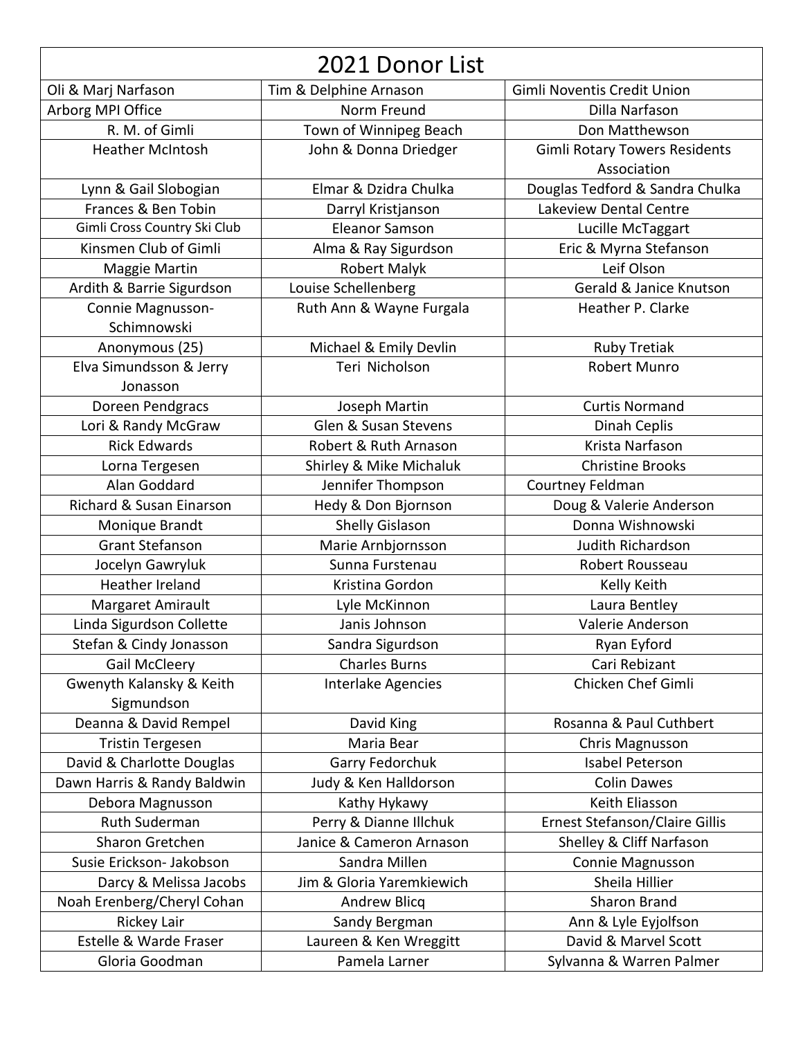| 2021 Donor List | | |
|---|---|---|
| Oli & Marj Narfason | Tim & Delphine Arnason | Gimli Noventis Credit Union |
| Arborg MPI Office | Norm Freund | Dilla Narfason |
| R. M. of Gimli | Town of Winnipeg Beach | Don Matthewson |
| Heather McIntosh | John & Donna Driedger | Gimli Rotary Towers Residents Association |
| Lynn & Gail Slobogian | Elmar & Dzidra Chulka | Douglas Tedford & Sandra Chulka |
| Frances & Ben Tobin | Darryl Kristjanson | Lakeview Dental Centre |
| Gimli Cross Country Ski Club | Eleanor Samson | Lucille McTaggart |
| Kinsmen Club of Gimli | Alma & Ray Sigurdson | Eric & Myrna Stefanson |
| Maggie Martin | Robert Malyk | Leif Olson |
| Ardith & Barrie Sigurdson | Louise Schellenberg | Gerald & Janice Knutson |
| Connie Magnusson-Schimnowski | Ruth Ann & Wayne Furgala | Heather P. Clarke |
| Anonymous (25) | Michael & Emily Devlin | Ruby Tretiak |
| Elva Simundsson & Jerry Jonasson | Teri Nicholson | Robert Munro |
| Doreen Pendgracs | Joseph Martin | Curtis Normand |
| Lori & Randy McGraw | Glen & Susan Stevens | Dinah Ceplis |
| Rick Edwards | Robert & Ruth Arnason | Krista Narfason |
| Lorna Tergesen | Shirley & Mike Michaluk | Christine Brooks |
| Alan Goddard | Jennifer Thompson | Courtney Feldman |
| Richard & Susan Einarson | Hedy & Don Bjornson | Doug & Valerie Anderson |
| Monique Brandt | Shelly Gislason | Donna Wishnowski |
| Grant Stefanson | Marie Arnbjornsson | Judith Richardson |
| Jocelyn Gawryluk | Sunna Furstenau | Robert Rousseau |
| Heather Ireland | Kristina Gordon | Kelly Keith |
| Margaret Amirault | Lyle McKinnon | Laura Bentley |
| Linda Sigurdson Collette | Janis Johnson | Valerie Anderson |
| Stefan & Cindy Jonasson | Sandra Sigurdson | Ryan Eyford |
| Gail McCleery | Charles Burns | Cari Rebizant |
| Gwenyth Kalansky & Keith Sigmundson | Interlake Agencies | Chicken Chef Gimli |
| Deanna & David Rempel | David King | Rosanna & Paul Cuthbert |
| Tristin Tergesen | Maria Bear | Chris Magnusson |
| David & Charlotte Douglas | Garry Fedorchuk | Isabel Peterson |
| Dawn Harris & Randy Baldwin | Judy & Ken Halldorson | Colin Dawes |
| Debora Magnusson | Kathy Hykawy | Keith Eliasson |
| Ruth Suderman | Perry & Dianne Illchuk | Ernest Stefanson/Claire Gillis |
| Sharon Gretchen | Janice & Cameron Arnason | Shelley & Cliff Narfason |
| Susie Erickson- Jakobson | Sandra Millen | Connie Magnusson |
| Darcy & Melissa Jacobs | Jim & Gloria Yaremkiewich | Sheila Hillier |
| Noah Erenberg/Cheryl Cohan | Andrew Blicq | Sharon Brand |
| Rickey Lair | Sandy Bergman | Ann & Lyle Eyjolfson |
| Estelle & Warde Fraser | Laureen & Ken Wreggitt | David & Marvel Scott |
| Gloria Goodman | Pamela Larner | Sylvanna & Warren Palmer |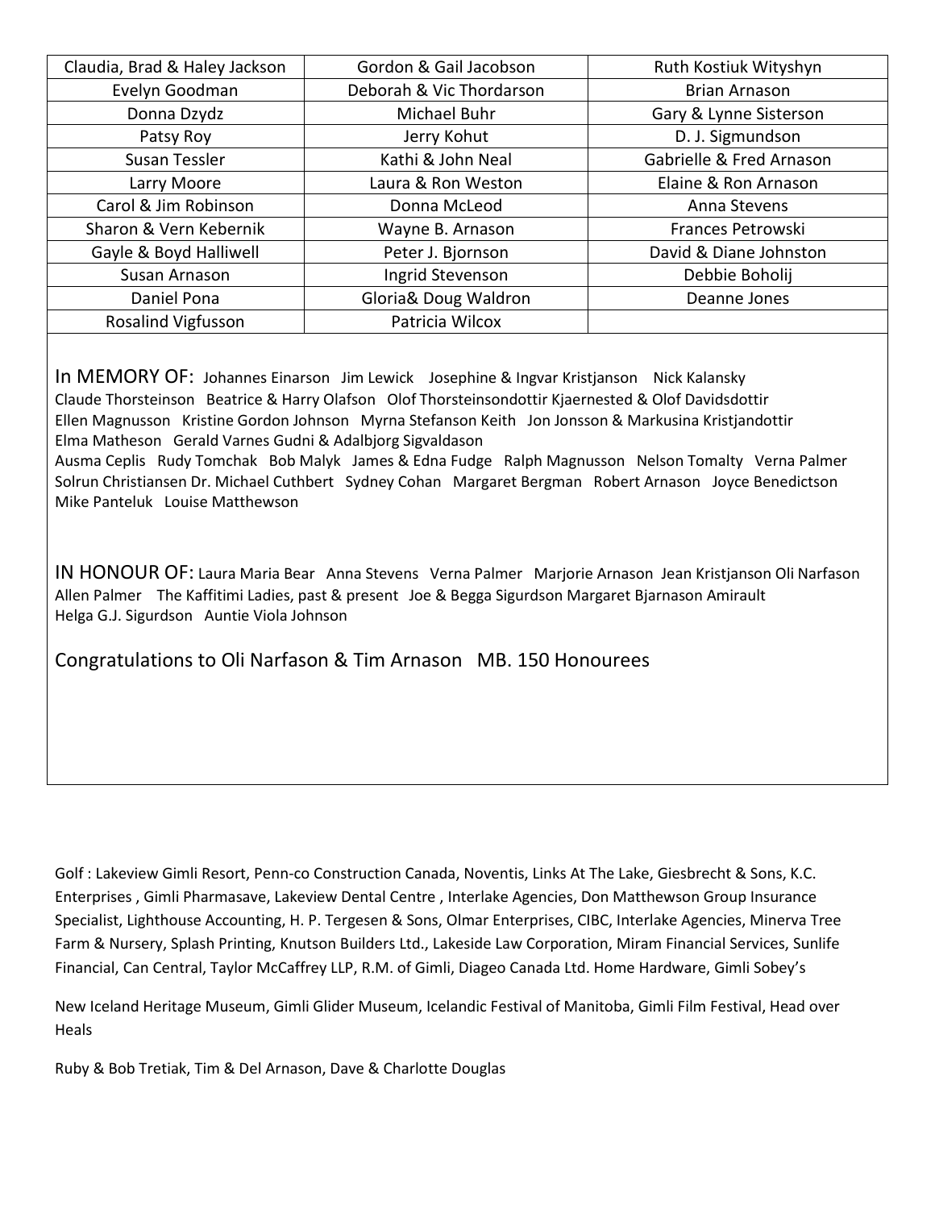| | | |
|---|---|---|
| Claudia, Brad & Haley Jackson | Gordon & Gail Jacobson | Ruth Kostiuk Wityshyn |
| Evelyn Goodman | Deborah & Vic Thordarson | Brian Arnason |
| Donna Dzydz | Michael Buhr | Gary & Lynne Sisterson |
| Patsy Roy | Jerry Kohut | D. J. Sigmundson |
| Susan Tessler | Kathi & John Neal | Gabrielle & Fred Arnason |
| Larry Moore | Laura & Ron Weston | Elaine & Ron Arnason |
| Carol & Jim Robinson | Donna McLeod | Anna Stevens |
| Sharon & Vern Kebernik | Wayne B. Arnason | Frances Petrowski |
| Gayle & Boyd Halliwell | Peter J. Bjornson | David & Diane Johnston |
| Susan Arnason | Ingrid Stevenson | Debbie Boholij |
| Daniel Pona | Gloria& Doug Waldron | Deanne Jones |
| Rosalind Vigfusson | Patricia Wilcox | |

In MEMORY OF: Johannes Einarson Jim Lewick Josephine & Ingvar Kristjanson Nick Kalansky Claude Thorsteinson Beatrice & Harry Olafson Olof Thorsteinsondottir Kjaernested & Olof Davidsdottir Ellen Magnusson Kristine Gordon Johnson Myrna Stefanson Keith Jon Jonsson & Markusina Kristjandottir Elma Matheson Gerald Varnes Gudni & Adalbjorg Sigvaldason Ausma Ceplis Rudy Tomchak Bob Malyk James & Edna Fudge Ralph Magnusson Nelson Tomalty Verna Palmer Solrun Christiansen Dr. Michael Cuthbert Sydney Cohan Margaret Bergman Robert Arnason Joyce Benedictson Mike Panteluk Louise Matthewson

IN HONOUR OF: Laura Maria Bear Anna Stevens Verna Palmer Marjorie Arnason Jean Kristjanson Oli Narfason Allen Palmer The Kaffitimi Ladies, past & present Joe & Begga Sigurdson Margaret Bjarnason Amirault Helga G.J. Sigurdson Auntie Viola Johnson

Congratulations to Oli Narfason & Tim Arnason MB. 150 Honourees

Golf : Lakeview Gimli Resort, Penn-co Construction Canada, Noventis, Links At The Lake, Giesbrecht & Sons, K.C. Enterprises , Gimli Pharmasave, Lakeview Dental Centre , Interlake Agencies, Don Matthewson Group Insurance Specialist, Lighthouse Accounting, H. P. Tergesen & Sons, Olmar Enterprises, CIBC, Interlake Agencies, Minerva Tree Farm & Nursery, Splash Printing, Knutson Builders Ltd., Lakeside Law Corporation, Miram Financial Services, Sunlife Financial, Can Central, Taylor McCaffrey LLP, R.M. of Gimli, Diageo Canada Ltd. Home Hardware, Gimli Sobey's

New Iceland Heritage Museum, Gimli Glider Museum, Icelandic Festival of Manitoba, Gimli Film Festival, Head over Heals

Ruby & Bob Tretiak, Tim & Del Arnason, Dave & Charlotte Douglas